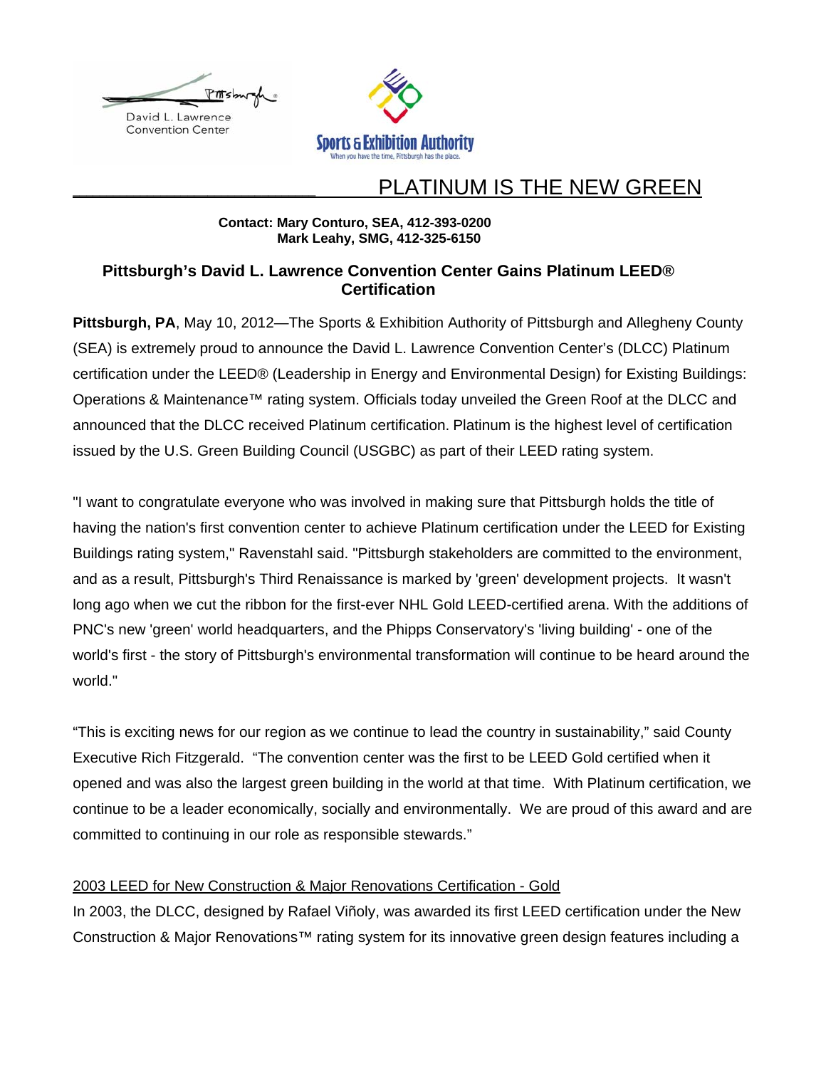David L. Lawrence Convention Center

Sports & Exhibition Authority
When you have the time, Pittsburgh has the place.

# PLATINUM IS THE NEW GREEN

**Contact: Mary Conturo, SEA, 412-393-0200**
**Mark Leahy, SMG, 412-325-6150**

## Pittsburgh's David L. Lawrence Convention Center Gains Platinum LEED® Certification

**Pittsburgh, PA**, May 10, 2012—The Sports & Exhibition Authority of Pittsburgh and Allegheny County (SEA) is extremely proud to announce the David L. Lawrence Convention Center's (DLCC) Platinum certification under the LEED® (Leadership in Energy and Environmental Design) for Existing Buildings: Operations & Maintenance™ rating system. Officials today unveiled the Green Roof at the DLCC and announced that the DLCC received Platinum certification. Platinum is the highest level of certification issued by the U.S. Green Building Council (USGBC) as part of their LEED rating system.

"I want to congratulate everyone who was involved in making sure that Pittsburgh holds the title of having the nation's first convention center to achieve Platinum certification under the LEED for Existing Buildings rating system," Ravenstahl said. "Pittsburgh stakeholders are committed to the environment, and as a result, Pittsburgh's Third Renaissance is marked by 'green' development projects. It wasn't long ago when we cut the ribbon for the first-ever NHL Gold LEED-certified arena. With the additions of PNC's new 'green' world headquarters, and the Phipps Conservatory's 'living building' - one of the world's first - the story of Pittsburgh's environmental transformation will continue to be heard around the world."

"This is exciting news for our region as we continue to lead the country in sustainability," said County Executive Rich Fitzgerald. "The convention center was the first to be LEED Gold certified when it opened and was also the largest green building in the world at that time. With Platinum certification, we continue to be a leader economically, socially and environmentally. We are proud of this award and are committed to continuing in our role as responsible stewards."

### 2003 LEED for New Construction & Major Renovations Certification - Gold

In 2003, the DLCC, designed by Rafael Viñoly, was awarded its first LEED certification under the New Construction & Major Renovations™ rating system for its innovative green design features including a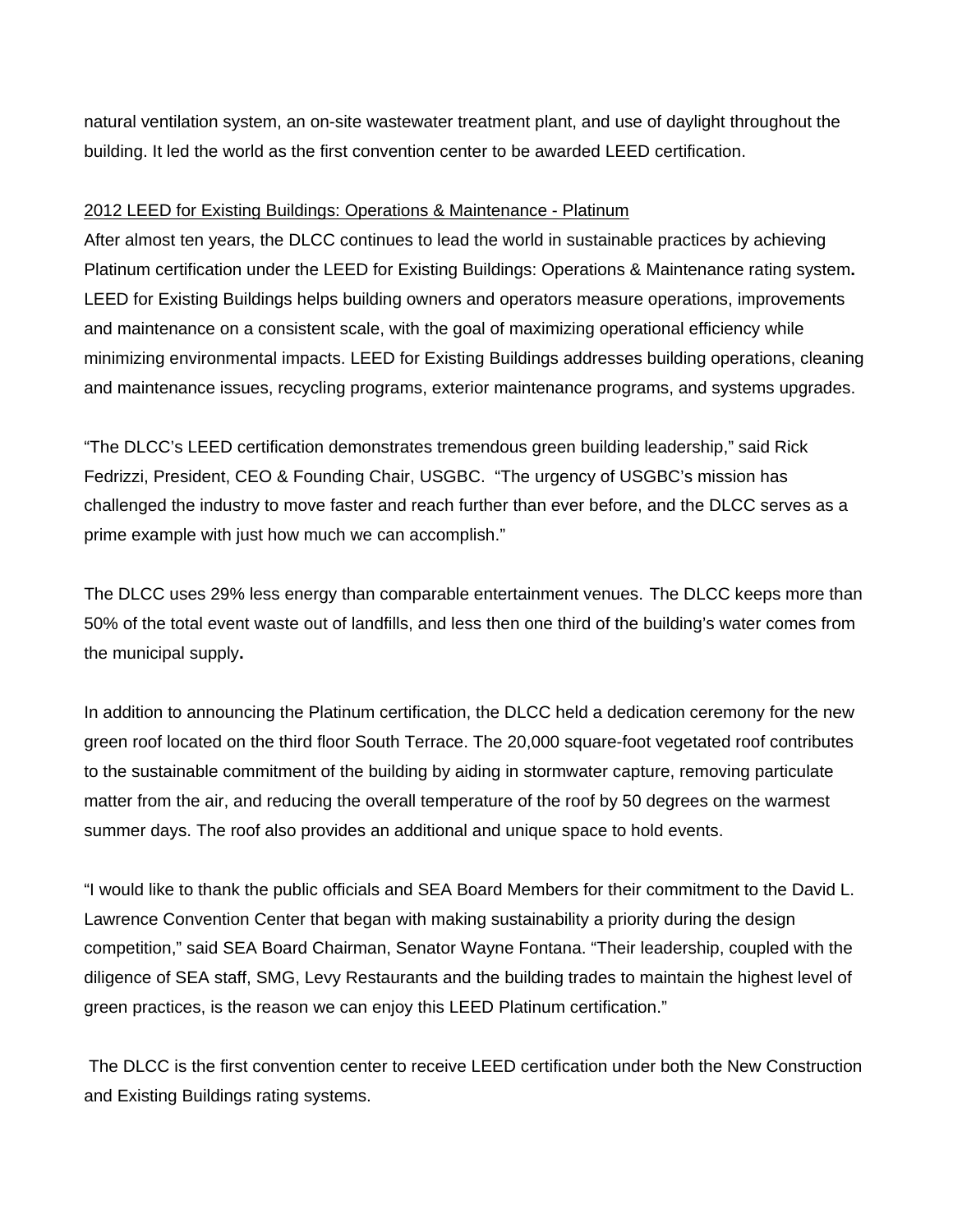natural ventilation system, an on-site wastewater treatment plant, and use of daylight throughout the building. It led the world as the first convention center to be awarded LEED certification.

<u>2012 LEED for Existing Buildings: Operations & Maintenance - Platinum</u>

After almost ten years, the DLCC continues to lead the world in sustainable practices by achieving Platinum certification under the LEED for Existing Buildings: Operations & Maintenance rating system**.** LEED for Existing Buildings helps building owners and operators measure operations, improvements and maintenance on a consistent scale, with the goal of maximizing operational efficiency while minimizing environmental impacts. LEED for Existing Buildings addresses building operations, cleaning and maintenance issues, recycling programs, exterior maintenance programs, and systems upgrades.

"The DLCC's LEED certification demonstrates tremendous green building leadership," said Rick Fedrizzi, President, CEO & Founding Chair, USGBC. "The urgency of USGBC's mission has challenged the industry to move faster and reach further than ever before, and the DLCC serves as a prime example with just how much we can accomplish."

The DLCC uses 29% less energy than comparable entertainment venues. The DLCC keeps more than 50% of the total event waste out of landfills, and less then one third of the building's water comes from the municipal supply**.**

In addition to announcing the Platinum certification, the DLCC held a dedication ceremony for the new green roof located on the third floor South Terrace. The 20,000 square-foot vegetated roof contributes to the sustainable commitment of the building by aiding in stormwater capture, removing particulate matter from the air, and reducing the overall temperature of the roof by 50 degrees on the warmest summer days. The roof also provides an additional and unique space to hold events.

"I would like to thank the public officials and SEA Board Members for their commitment to the David L. Lawrence Convention Center that began with making sustainability a priority during the design competition," said SEA Board Chairman, Senator Wayne Fontana. "Their leadership, coupled with the diligence of SEA staff, SMG, Levy Restaurants and the building trades to maintain the highest level of green practices, is the reason we can enjoy this LEED Platinum certification."

The DLCC is the first convention center to receive LEED certification under both the New Construction and Existing Buildings rating systems.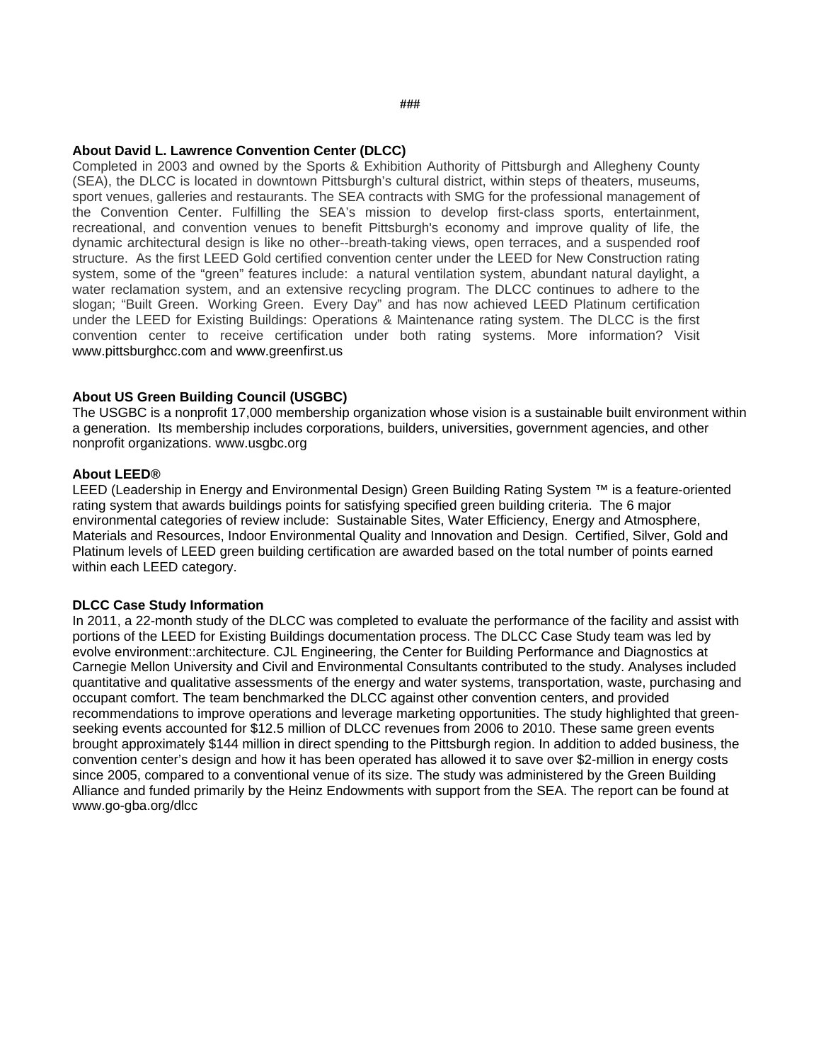###

**About David L. Lawrence Convention Center (DLCC)**

Completed in 2003 and owned by the Sports & Exhibition Authority of Pittsburgh and Allegheny County (SEA), the DLCC is located in downtown Pittsburgh's cultural district, within steps of theaters, museums, sport venues, galleries and restaurants. The SEA contracts with SMG for the professional management of the Convention Center. Fulfilling the SEA's mission to develop first-class sports, entertainment, recreational, and convention venues to benefit Pittsburgh's economy and improve quality of life, the dynamic architectural design is like no other--breath-taking views, open terraces, and a suspended roof structure. As the first LEED Gold certified convention center under the LEED for New Construction rating system, some of the "green" features include: a natural ventilation system, abundant natural daylight, a water reclamation system, and an extensive recycling program. The DLCC continues to adhere to the slogan; "Built Green. Working Green. Every Day" and has now achieved LEED Platinum certification under the LEED for Existing Buildings: Operations & Maintenance rating system. The DLCC is the first convention center to receive certification under both rating systems. More information? Visit www.pittsburghcc.com and www.greenfirst.us

**About US Green Building Council (USGBC)**

The USGBC is a nonprofit 17,000 membership organization whose vision is a sustainable built environment within a generation. Its membership includes corporations, builders, universities, government agencies, and other nonprofit organizations. www.usgbc.org

**About LEED®**

LEED (Leadership in Energy and Environmental Design) Green Building Rating System ™ is a feature-oriented rating system that awards buildings points for satisfying specified green building criteria. The 6 major environmental categories of review include: Sustainable Sites, Water Efficiency, Energy and Atmosphere, Materials and Resources, Indoor Environmental Quality and Innovation and Design. Certified, Silver, Gold and Platinum levels of LEED green building certification are awarded based on the total number of points earned within each LEED category.

**DLCC Case Study Information**

In 2011, a 22-month study of the DLCC was completed to evaluate the performance of the facility and assist with portions of the LEED for Existing Buildings documentation process. The DLCC Case Study team was led by evolve environment::architecture. CJL Engineering, the Center for Building Performance and Diagnostics at Carnegie Mellon University and Civil and Environmental Consultants contributed to the study. Analyses included quantitative and qualitative assessments of the energy and water systems, transportation, waste, purchasing and occupant comfort. The team benchmarked the DLCC against other convention centers, and provided recommendations to improve operations and leverage marketing opportunities. The study highlighted that green-seeking events accounted for $12.5 million of DLCC revenues from 2006 to 2010. These same green events brought approximately $144 million in direct spending to the Pittsburgh region. In addition to added business, the convention center's design and how it has been operated has allowed it to save over $2-million in energy costs since 2005, compared to a conventional venue of its size. The study was administered by the Green Building Alliance and funded primarily by the Heinz Endowments with support from the SEA. The report can be found at www.go-gba.org/dlcc